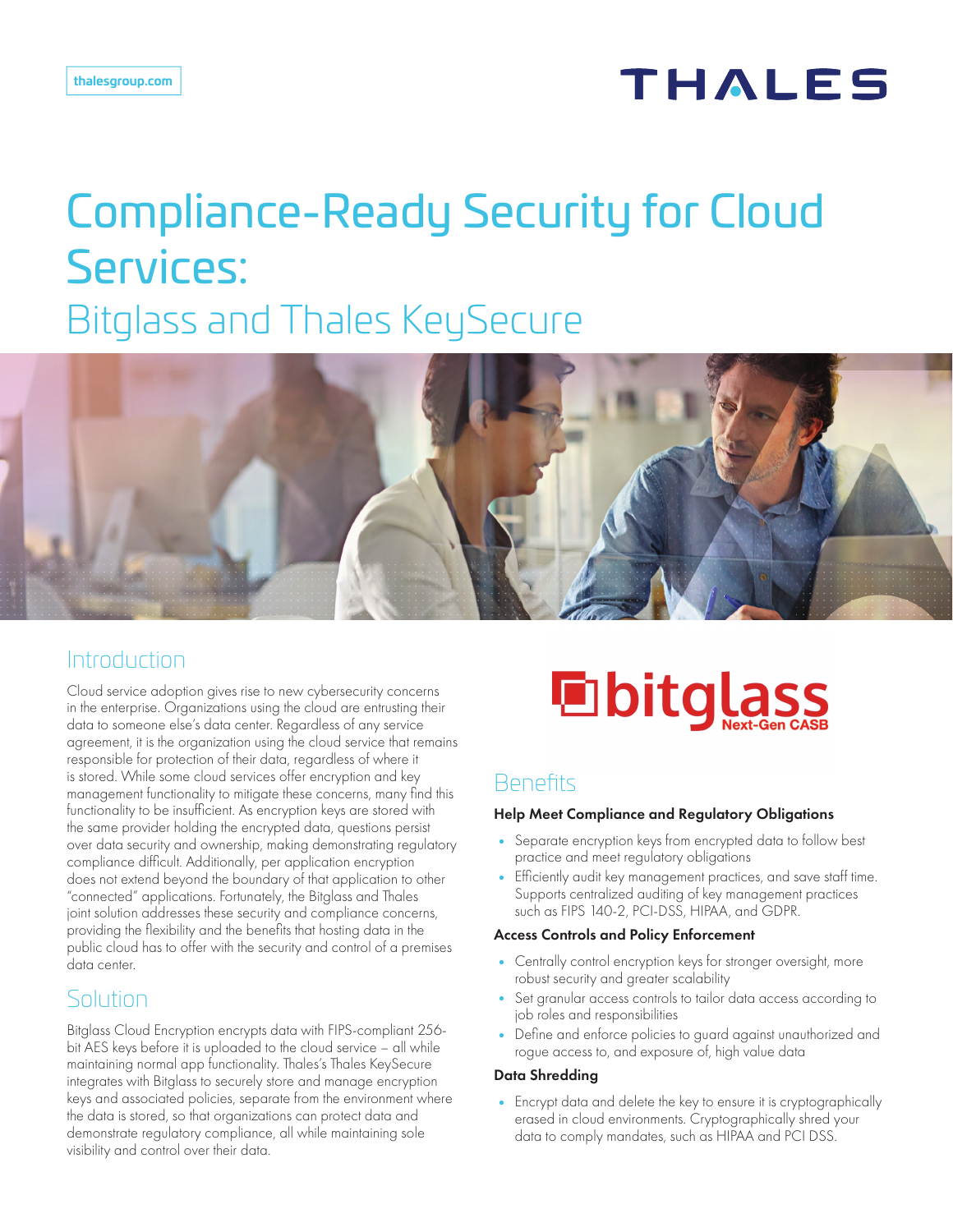thalesgroup.com

# Compliance-Ready Security for Cloud Services:

## Bitglass and Thales KeySecure

## Introduction

Cloud service adoption gives rise to new cybersecurity concerns in the enterprise. Organizations using the cloud are entrusting their data to someone else's data center. Regardless of any service agreement, it is the organization using the cloud service that remains responsible for protection of their data, regardless of where it is stored. While some cloud services offer encryption and key management functionality to mitigate these concerns, many find this functionality to be insufficient. As encryption keys are stored with the same provider holding the encrypted data, questions persist over data security and ownership, making demonstrating regulatory compliance difficult. Additionally, per application encryption does not extend beyond the boundary of that application to other "connected" applications. Fortunately, the Bitglass and Thales joint solution addresses these security and compliance concerns, providing the flexibility and the benefits that hosting data in the public cloud has to offer with the security and control of a premises data center.

## Solution

Bitglass Cloud Encryption encrypts data with FIPS-compliant 256-bit AES keys before it is uploaded to the cloud service – all while maintaining normal app functionality. Thales's Thales KeySecure integrates with Bitglass to securely store and manage encryption keys and associated policies, separate from the environment where the data is stored, so that organizations can protect data and demonstrate regulatory compliance, all while maintaining sole visibility and control over their data.

## Benefits

### Help Meet Compliance and Regulatory Obligations

- Separate encryption keys from encrypted data to follow best practice and meet regulatory obligations
- Efficiently audit key management practices, and save staff time. Supports centralized auditing of key management practices such as FIPS 140-2, PCI-DSS, HIPAA, and GDPR.

### Access Controls and Policy Enforcement

- Centrally control encryption keys for stronger oversight, more robust security and greater scalability
- Set granular access controls to tailor data access according to job roles and responsibilities
- Define and enforce policies to guard against unauthorized and rogue access to, and exposure of, high value data

### Data Shredding

- Encrypt data and delete the key to ensure it is cryptographically erased in cloud environments. Cryptographically shred your data to comply mandates, such as HIPAA and PCI DSS.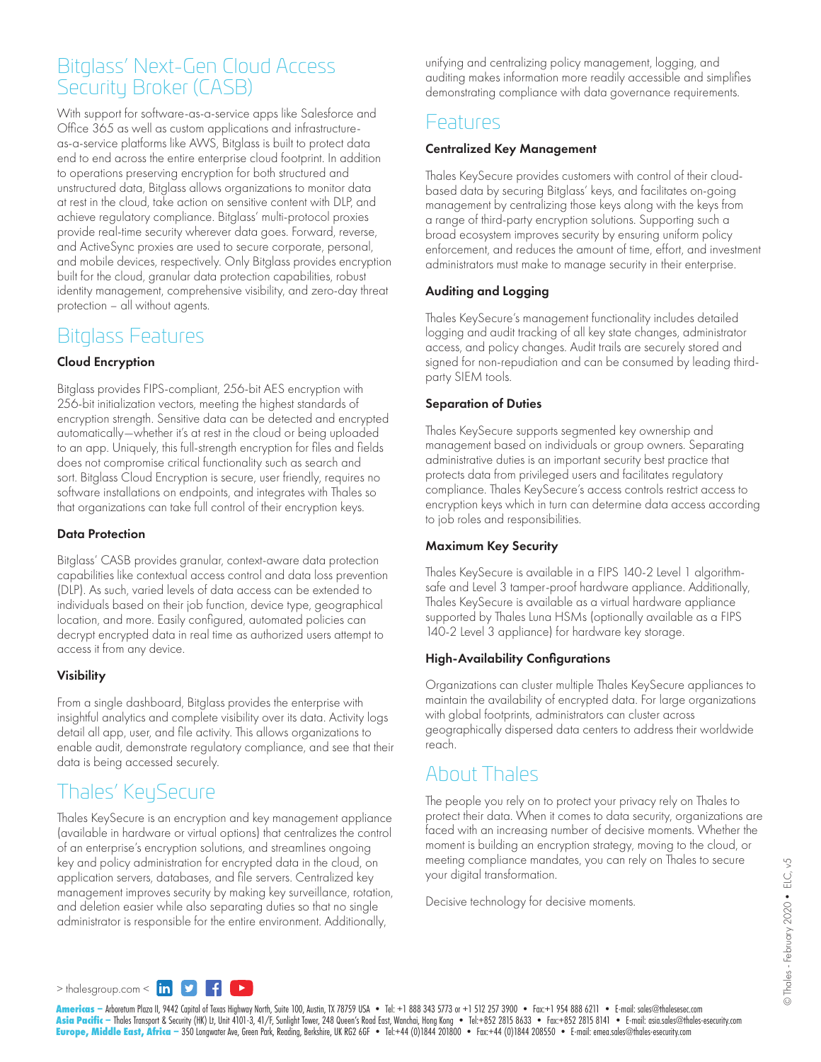## Bitglass' Next-Gen Cloud Access Security Broker (CASB)

With support for software-as-a-service apps like Salesforce and Office 365 as well as custom applications and infrastructure-as-a-service platforms like AWS, Bitglass is built to protect data end to end across the entire enterprise cloud footprint. In addition to operations preserving encryption for both structured and unstructured data, Bitglass allows organizations to monitor data at rest in the cloud, take action on sensitive content with DLP, and achieve regulatory compliance. Bitglass' multi-protocol proxies provide real-time security wherever data goes. Forward, reverse, and ActiveSync proxies are used to secure corporate, personal, and mobile devices, respectively. Only Bitglass provides encryption built for the cloud, granular data protection capabilities, robust identity management, comprehensive visibility, and zero-day threat protection – all without agents.

## Bitglass Features

### Cloud Encryption

Bitglass provides FIPS-compliant, 256-bit AES encryption with 256-bit initialization vectors, meeting the highest standards of encryption strength. Sensitive data can be detected and encrypted automatically—whether it's at rest in the cloud or being uploaded to an app. Uniquely, this full-strength encryption for files and fields does not compromise critical functionality such as search and sort. Bitglass Cloud Encryption is secure, user friendly, requires no software installations on endpoints, and integrates with Thales so that organizations can take full control of their encryption keys.

### Data Protection

Bitglass' CASB provides granular, context-aware data protection capabilities like contextual access control and data loss prevention (DLP). As such, varied levels of data access can be extended to individuals based on their job function, device type, geographical location, and more. Easily configured, automated policies can decrypt encrypted data in real time as authorized users attempt to access it from any device.

### Visibility

From a single dashboard, Bitglass provides the enterprise with insightful analytics and complete visibility over its data. Activity logs detail all app, user, and file activity. This allows organizations to enable audit, demonstrate regulatory compliance, and see that their data is being accessed securely.

## Thales' KeySecure

Thales KeySecure is an encryption and key management appliance (available in hardware or virtual options) that centralizes the control of an enterprise's encryption solutions, and streamlines ongoing key and policy administration for encrypted data in the cloud, on application servers, databases, and file servers. Centralized key management improves security by making key surveillance, rotation, and deletion easier while also separating duties so that no single administrator is responsible for the entire environment. Additionally, unifying and centralizing policy management, logging, and auditing makes information more readily accessible and simplifies demonstrating compliance with data governance requirements.

## Features

### Centralized Key Management

Thales KeySecure provides customers with control of their cloud-based data by securing Bitglass' keys, and facilitates on-going management by centralizing those keys along with the keys from a range of third-party encryption solutions. Supporting such a broad ecosystem improves security by ensuring uniform policy enforcement, and reduces the amount of time, effort, and investment administrators must make to manage security in their enterprise.

### Auditing and Logging

Thales KeySecure's management functionality includes detailed logging and audit tracking of all key state changes, administrator access, and policy changes. Audit trails are securely stored and signed for non-repudiation and can be consumed by leading third-party SIEM tools.

### Separation of Duties

Thales KeySecure supports segmented key ownership and management based on individuals or group owners. Separating administrative duties is an important security best practice that protects data from privileged users and facilitates regulatory compliance. Thales KeySecure's access controls restrict access to encryption keys which in turn can determine data access according to job roles and responsibilities.

### Maximum Key Security

Thales KeySecure is available in a FIPS 140-2 Level 1 algorithm-safe and Level 3 tamper-proof hardware appliance. Additionally, Thales KeySecure is available as a virtual hardware appliance supported by Thales Luna HSMs (optionally available as a FIPS 140-2 Level 3 appliance) for hardware key storage.

### High-Availability Configurations

Organizations can cluster multiple Thales KeySecure appliances to maintain the availability of encrypted data. For large organizations with global footprints, administrators can cluster across geographically dispersed data centers to address their worldwide reach.

## About Thales

The people you rely on to protect your privacy rely on Thales to protect their data. When it comes to data security, organizations are faced with an increasing number of decisive moments. Whether the moment is building an encryption strategy, moving to the cloud, or meeting compliance mandates, you can rely on Thales to secure your digital transformation.

Decisive technology for decisive moments.

> thalesgroup.com <

**Americas –** Arboretum Plaza II, 9442 Capital of Texas Highway North, Suite 100, Austin, TX 78759 USA • Tel: +1 888 343 5773 or +1 512 257 3900 • Fax:+1 954 888 6211 • E-mail: sales@thalesesec.com
**Asia Pacific –** Thales Transport & Security (HK) Lt, Unit 4101-3, 41/F, Sunlight Tower, 248 Queen's Road East, Wanchai, Hong Kong • Tel:+852 2815 8633 • Fax:+852 2815 8141 • E-mail: asia.sales@thales-esecurity.com
**Europe, Middle East, Africa –** 350 Longwater Ave, Green Park, Reading, Berkshire, UK RG2 6GF • Tel:+44 (0)1844 201800 • Fax:+44 (0)1844 208550 • E-mail: emea.sales@thales-esecurity.com

© Thales - February 2020 • ELC, v5